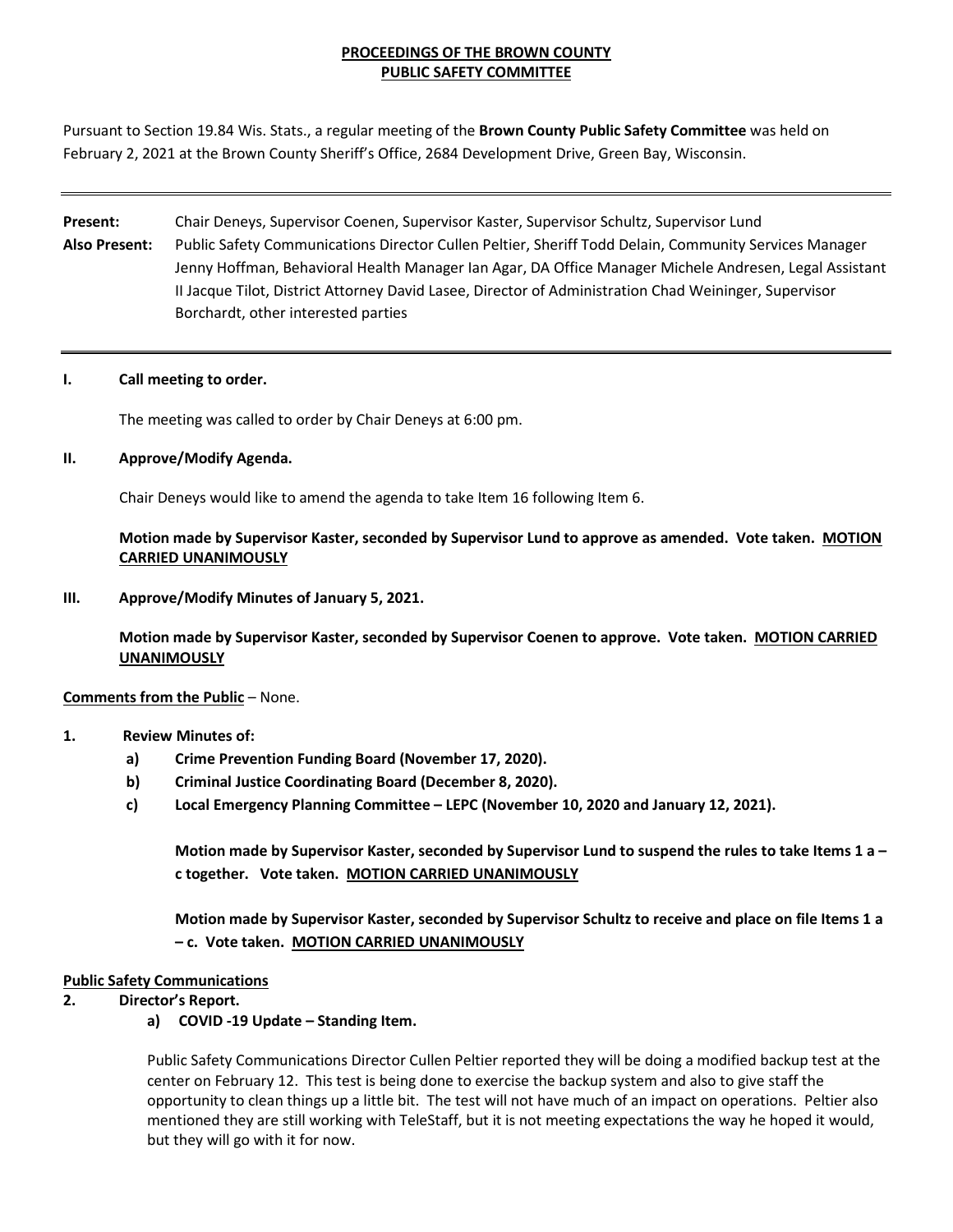**PROCEEDINGS OF THE BROWN COUNTY PUBLIC SAFETY COMMITTEE**

Pursuant to Section 19.84 Wis. Stats., a regular meeting of the **Brown County Public Safety Committee** was held on February 2, 2021 at the Brown County Sheriff's Office, 2684 Development Drive, Green Bay, Wisconsin.

---

**Present:** Chair Deneys, Supervisor Coenen, Supervisor Kaster, Supervisor Schultz, Supervisor Lund

**Also Present:** Public Safety Communications Director Cullen Peltier, Sheriff Todd Delain, Community Services Manager Jenny Hoffman, Behavioral Health Manager Ian Agar, DA Office Manager Michele Andresen, Legal Assistant II Jacque Tilot, District Attorney David Lasee, Director of Administration Chad Weininger, Supervisor Borchardt, other interested parties

---

**I. Call meeting to order.**

The meeting was called to order by Chair Deneys at 6:00 pm.

**II. Approve/Modify Agenda.**

Chair Deneys would like to amend the agenda to take Item 16 following Item 6.

**Motion made by Supervisor Kaster, seconded by Supervisor Lund to approve as amended. Vote taken. MOTION CARRIED UNANIMOUSLY**

**III. Approve/Modify Minutes of January 5, 2021.**

**Motion made by Supervisor Kaster, seconded by Supervisor Coenen to approve. Vote taken. MOTION CARRIED UNANIMOUSLY**

**Comments from the Public** – None.

**1. Review Minutes of:**

**a) Crime Prevention Funding Board (November 17, 2020).**

**b) Criminal Justice Coordinating Board (December 8, 2020).**

**c) Local Emergency Planning Committee – LEPC (November 10, 2020 and January 12, 2021).**

**Motion made by Supervisor Kaster, seconded by Supervisor Lund to suspend the rules to take Items 1 a – c together. Vote taken. MOTION CARRIED UNANIMOUSLY**

**Motion made by Supervisor Kaster, seconded by Supervisor Schultz to receive and place on file Items 1 a – c. Vote taken. MOTION CARRIED UNANIMOUSLY**

**Public Safety Communications**

**2. Director's Report.**

**a) COVID -19 Update – Standing Item.**

Public Safety Communications Director Cullen Peltier reported they will be doing a modified backup test at the center on February 12. This test is being done to exercise the backup system and also to give staff the opportunity to clean things up a little bit. The test will not have much of an impact on operations. Peltier also mentioned they are still working with TeleStaff, but it is not meeting expectations the way he hoped it would, but they will go with it for now.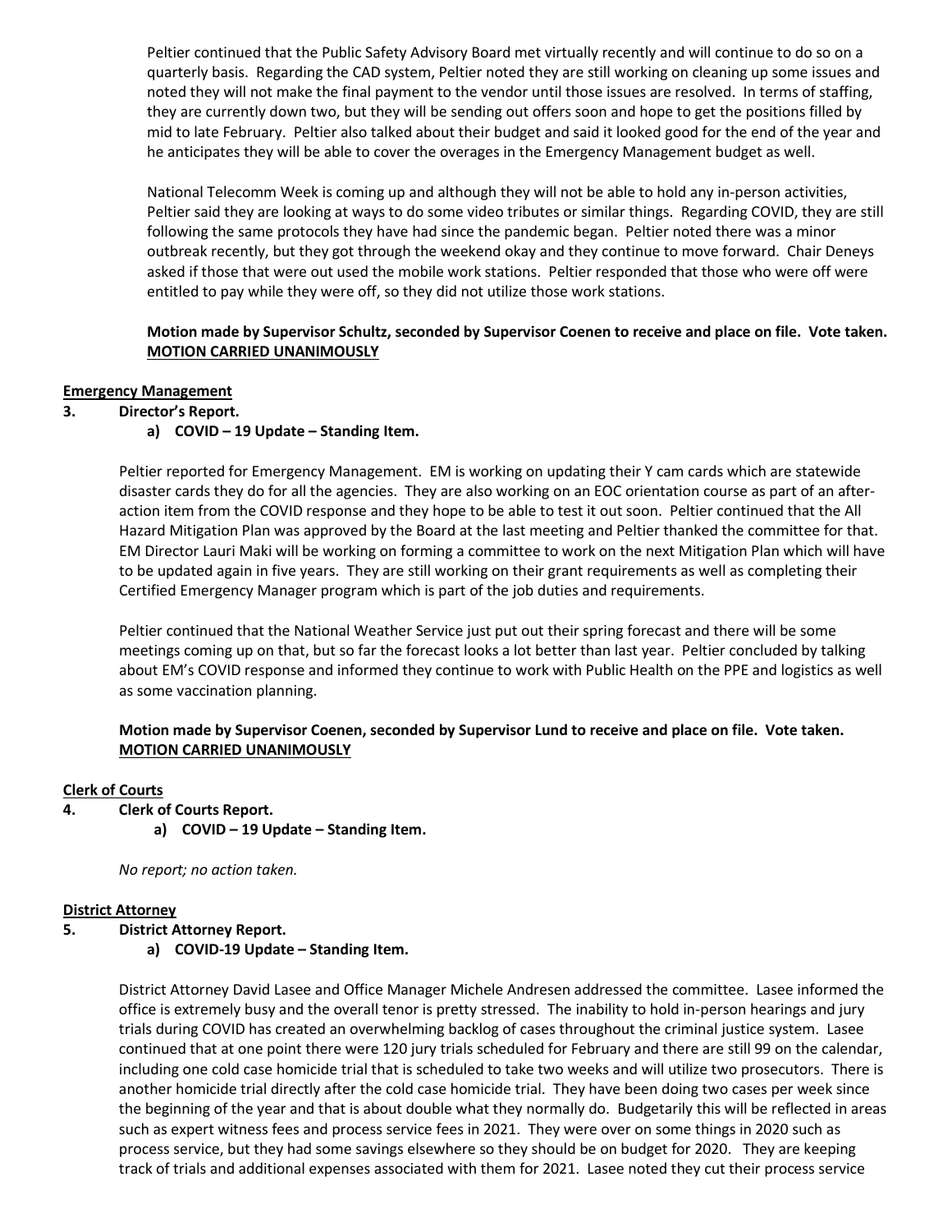Peltier continued that the Public Safety Advisory Board met virtually recently and will continue to do so on a quarterly basis. Regarding the CAD system, Peltier noted they are still working on cleaning up some issues and noted they will not make the final payment to the vendor until those issues are resolved. In terms of staffing, they are currently down two, but they will be sending out offers soon and hope to get the positions filled by mid to late February. Peltier also talked about their budget and said it looked good for the end of the year and he anticipates they will be able to cover the overages in the Emergency Management budget as well.

National Telecomm Week is coming up and although they will not be able to hold any in-person activities, Peltier said they are looking at ways to do some video tributes or similar things. Regarding COVID, they are still following the same protocols they have had since the pandemic began. Peltier noted there was a minor outbreak recently, but they got through the weekend okay and they continue to move forward. Chair Deneys asked if those that were out used the mobile work stations. Peltier responded that those who were off were entitled to pay while they were off, so they did not utilize those work stations.

**Motion made by Supervisor Schultz, seconded by Supervisor Coenen to receive and place on file. Vote taken. MOTION CARRIED UNANIMOUSLY**

**Emergency Management**

**3. Director's Report.**

**a) COVID – 19 Update – Standing Item.**

Peltier reported for Emergency Management. EM is working on updating their Y cam cards which are statewide disaster cards they do for all the agencies. They are also working on an EOC orientation course as part of an after-action item from the COVID response and they hope to be able to test it out soon. Peltier continued that the All Hazard Mitigation Plan was approved by the Board at the last meeting and Peltier thanked the committee for that. EM Director Lauri Maki will be working on forming a committee to work on the next Mitigation Plan which will have to be updated again in five years. They are still working on their grant requirements as well as completing their Certified Emergency Manager program which is part of the job duties and requirements.

Peltier continued that the National Weather Service just put out their spring forecast and there will be some meetings coming up on that, but so far the forecast looks a lot better than last year. Peltier concluded by talking about EM's COVID response and informed they continue to work with Public Health on the PPE and logistics as well as some vaccination planning.

**Motion made by Supervisor Coenen, seconded by Supervisor Lund to receive and place on file. Vote taken. MOTION CARRIED UNANIMOUSLY**

**Clerk of Courts**

**4. Clerk of Courts Report.**

**a) COVID – 19 Update – Standing Item.**

*No report; no action taken.*

**District Attorney**

**5. District Attorney Report.**

**a) COVID-19 Update – Standing Item.**

District Attorney David Lasee and Office Manager Michele Andresen addressed the committee. Lasee informed the office is extremely busy and the overall tenor is pretty stressed. The inability to hold in-person hearings and jury trials during COVID has created an overwhelming backlog of cases throughout the criminal justice system. Lasee continued that at one point there were 120 jury trials scheduled for February and there are still 99 on the calendar, including one cold case homicide trial that is scheduled to take two weeks and will utilize two prosecutors. There is another homicide trial directly after the cold case homicide trial. They have been doing two cases per week since the beginning of the year and that is about double what they normally do. Budgetarily this will be reflected in areas such as expert witness fees and process service fees in 2021. They were over on some things in 2020 such as process service, but they had some savings elsewhere so they should be on budget for 2020. They are keeping track of trials and additional expenses associated with them for 2021. Lasee noted they cut their process service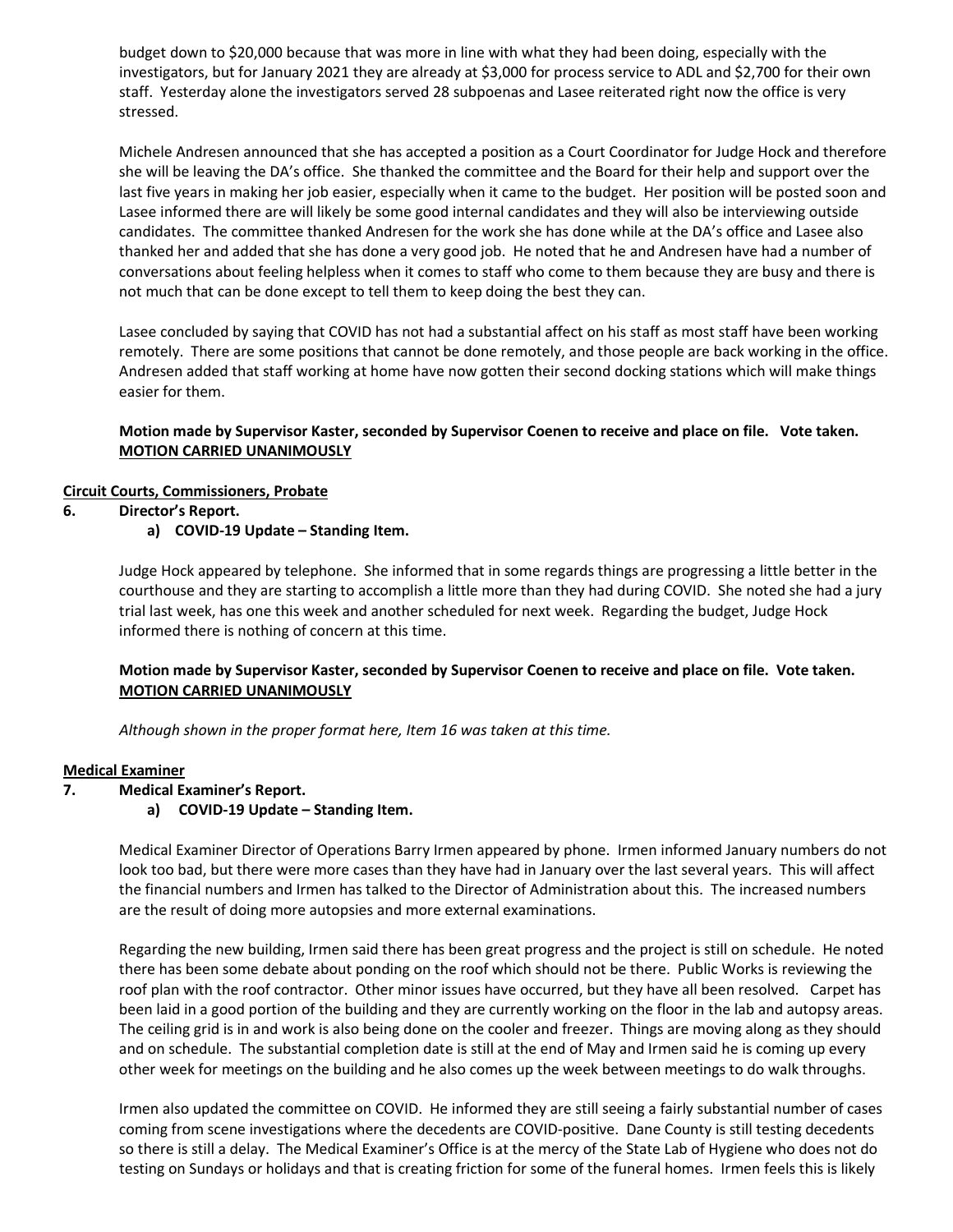budget down to $20,000 because that was more in line with what they had been doing, especially with the investigators, but for January 2021 they are already at $3,000 for process service to ADL and $2,700 for their own staff. Yesterday alone the investigators served 28 subpoenas and Lasee reiterated right now the office is very stressed.

Michele Andresen announced that she has accepted a position as a Court Coordinator for Judge Hock and therefore she will be leaving the DA's office. She thanked the committee and the Board for their help and support over the last five years in making her job easier, especially when it came to the budget. Her position will be posted soon and Lasee informed there are will likely be some good internal candidates and they will also be interviewing outside candidates. The committee thanked Andresen for the work she has done while at the DA's office and Lasee also thanked her and added that she has done a very good job. He noted that he and Andresen have had a number of conversations about feeling helpless when it comes to staff who come to them because they are busy and there is not much that can be done except to tell them to keep doing the best they can.

Lasee concluded by saying that COVID has not had a substantial affect on his staff as most staff have been working remotely. There are some positions that cannot be done remotely, and those people are back working in the office. Andresen added that staff working at home have now gotten their second docking stations which will make things easier for them.

**Motion made by Supervisor Kaster, seconded by Supervisor Coenen to receive and place on file. Vote taken. <u>MOTION CARRIED UNANIMOUSLY</u>**

**<u>Circuit Courts, Commissioners, Probate</u>**

**6. Director's Report.**

**a) COVID-19 Update – Standing Item.**

Judge Hock appeared by telephone. She informed that in some regards things are progressing a little better in the courthouse and they are starting to accomplish a little more than they had during COVID. She noted she had a jury trial last week, has one this week and another scheduled for next week. Regarding the budget, Judge Hock informed there is nothing of concern at this time.

**Motion made by Supervisor Kaster, seconded by Supervisor Coenen to receive and place on file. Vote taken. <u>MOTION CARRIED UNANIMOUSLY</u>**

*Although shown in the proper format here, Item 16 was taken at this time.*

**<u>Medical Examiner</u>**

**7. Medical Examiner's Report.**

**a) COVID-19 Update – Standing Item.**

Medical Examiner Director of Operations Barry Irmen appeared by phone. Irmen informed January numbers do not look too bad, but there were more cases than they have had in January over the last several years. This will affect the financial numbers and Irmen has talked to the Director of Administration about this. The increased numbers are the result of doing more autopsies and more external examinations.

Regarding the new building, Irmen said there has been great progress and the project is still on schedule. He noted there has been some debate about ponding on the roof which should not be there. Public Works is reviewing the roof plan with the roof contractor. Other minor issues have occurred, but they have all been resolved. Carpet has been laid in a good portion of the building and they are currently working on the floor in the lab and autopsy areas. The ceiling grid is in and work is also being done on the cooler and freezer. Things are moving along as they should and on schedule. The substantial completion date is still at the end of May and Irmen said he is coming up every other week for meetings on the building and he also comes up the week between meetings to do walk throughs.

Irmen also updated the committee on COVID. He informed they are still seeing a fairly substantial number of cases coming from scene investigations where the decedents are COVID-positive. Dane County is still testing decedents so there is still a delay. The Medical Examiner's Office is at the mercy of the State Lab of Hygiene who does not do testing on Sundays or holidays and that is creating friction for some of the funeral homes. Irmen feels this is likely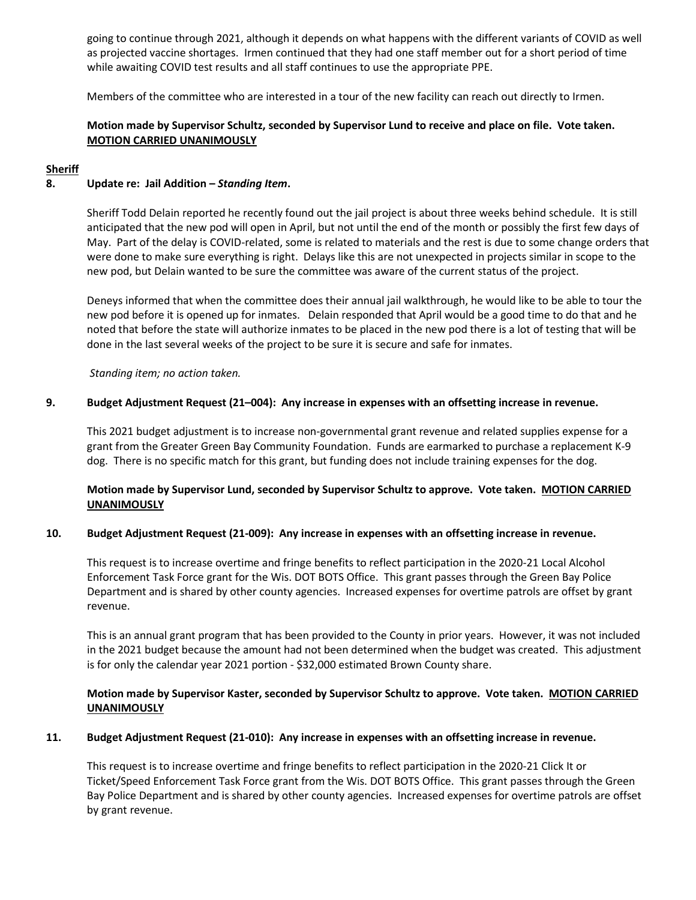going to continue through 2021, although it depends on what happens with the different variants of COVID as well as projected vaccine shortages. Irmen continued that they had one staff member out for a short period of time while awaiting COVID test results and all staff continues to use the appropriate PPE.

Members of the committee who are interested in a tour of the new facility can reach out directly to Irmen.

**Motion made by Supervisor Schultz, seconded by Supervisor Lund to receive and place on file. Vote taken. MOTION CARRIED UNANIMOUSLY**

**Sheriff**

**8. Update re: Jail Addition – *Standing Item*.**

Sheriff Todd Delain reported he recently found out the jail project is about three weeks behind schedule. It is still anticipated that the new pod will open in April, but not until the end of the month or possibly the first few days of May. Part of the delay is COVID-related, some is related to materials and the rest is due to some change orders that were done to make sure everything is right. Delays like this are not unexpected in projects similar in scope to the new pod, but Delain wanted to be sure the committee was aware of the current status of the project.

Deneys informed that when the committee does their annual jail walkthrough, he would like to be able to tour the new pod before it is opened up for inmates. Delain responded that April would be a good time to do that and he noted that before the state will authorize inmates to be placed in the new pod there is a lot of testing that will be done in the last several weeks of the project to be sure it is secure and safe for inmates.

*Standing item; no action taken.*

**9. Budget Adjustment Request (21–004): Any increase in expenses with an offsetting increase in revenue.**

This 2021 budget adjustment is to increase non-governmental grant revenue and related supplies expense for a grant from the Greater Green Bay Community Foundation. Funds are earmarked to purchase a replacement K-9 dog. There is no specific match for this grant, but funding does not include training expenses for the dog.

**Motion made by Supervisor Lund, seconded by Supervisor Schultz to approve. Vote taken. MOTION CARRIED UNANIMOUSLY**

**10. Budget Adjustment Request (21-009): Any increase in expenses with an offsetting increase in revenue.**

This request is to increase overtime and fringe benefits to reflect participation in the 2020-21 Local Alcohol Enforcement Task Force grant for the Wis. DOT BOTS Office. This grant passes through the Green Bay Police Department and is shared by other county agencies. Increased expenses for overtime patrols are offset by grant revenue.

This is an annual grant program that has been provided to the County in prior years. However, it was not included in the 2021 budget because the amount had not been determined when the budget was created. This adjustment is for only the calendar year 2021 portion - $32,000 estimated Brown County share.

**Motion made by Supervisor Kaster, seconded by Supervisor Schultz to approve. Vote taken. MOTION CARRIED UNANIMOUSLY**

**11. Budget Adjustment Request (21-010): Any increase in expenses with an offsetting increase in revenue.**

This request is to increase overtime and fringe benefits to reflect participation in the 2020-21 Click It or Ticket/Speed Enforcement Task Force grant from the Wis. DOT BOTS Office. This grant passes through the Green Bay Police Department and is shared by other county agencies. Increased expenses for overtime patrols are offset by grant revenue.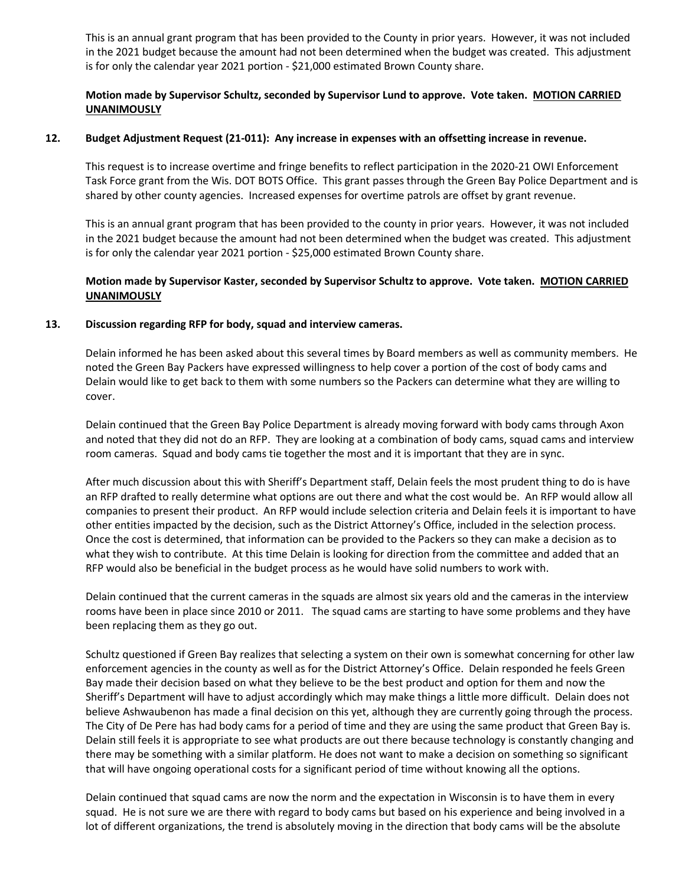This is an annual grant program that has been provided to the County in prior years. However, it was not included in the 2021 budget because the amount had not been determined when the budget was created. This adjustment is for only the calendar year 2021 portion - $21,000 estimated Brown County share.

**Motion made by Supervisor Schultz, seconded by Supervisor Lund to approve. Vote taken. MOTION CARRIED UNANIMOUSLY**

**12. Budget Adjustment Request (21-011): Any increase in expenses with an offsetting increase in revenue.**

This request is to increase overtime and fringe benefits to reflect participation in the 2020-21 OWI Enforcement Task Force grant from the Wis. DOT BOTS Office. This grant passes through the Green Bay Police Department and is shared by other county agencies. Increased expenses for overtime patrols are offset by grant revenue.

This is an annual grant program that has been provided to the county in prior years. However, it was not included in the 2021 budget because the amount had not been determined when the budget was created. This adjustment is for only the calendar year 2021 portion - $25,000 estimated Brown County share.

**Motion made by Supervisor Kaster, seconded by Supervisor Schultz to approve. Vote taken. MOTION CARRIED UNANIMOUSLY**

**13. Discussion regarding RFP for body, squad and interview cameras.**

Delain informed he has been asked about this several times by Board members as well as community members. He noted the Green Bay Packers have expressed willingness to help cover a portion of the cost of body cams and Delain would like to get back to them with some numbers so the Packers can determine what they are willing to cover.

Delain continued that the Green Bay Police Department is already moving forward with body cams through Axon and noted that they did not do an RFP. They are looking at a combination of body cams, squad cams and interview room cameras. Squad and body cams tie together the most and it is important that they are in sync.

After much discussion about this with Sheriff's Department staff, Delain feels the most prudent thing to do is have an RFP drafted to really determine what options are out there and what the cost would be. An RFP would allow all companies to present their product. An RFP would include selection criteria and Delain feels it is important to have other entities impacted by the decision, such as the District Attorney's Office, included in the selection process. Once the cost is determined, that information can be provided to the Packers so they can make a decision as to what they wish to contribute. At this time Delain is looking for direction from the committee and added that an RFP would also be beneficial in the budget process as he would have solid numbers to work with.

Delain continued that the current cameras in the squads are almost six years old and the cameras in the interview rooms have been in place since 2010 or 2011. The squad cams are starting to have some problems and they have been replacing them as they go out.

Schultz questioned if Green Bay realizes that selecting a system on their own is somewhat concerning for other law enforcement agencies in the county as well as for the District Attorney's Office. Delain responded he feels Green Bay made their decision based on what they believe to be the best product and option for them and now the Sheriff's Department will have to adjust accordingly which may make things a little more difficult. Delain does not believe Ashwaubenon has made a final decision on this yet, although they are currently going through the process. The City of De Pere has had body cams for a period of time and they are using the same product that Green Bay is. Delain still feels it is appropriate to see what products are out there because technology is constantly changing and there may be something with a similar platform. He does not want to make a decision on something so significant that will have ongoing operational costs for a significant period of time without knowing all the options.

Delain continued that squad cams are now the norm and the expectation in Wisconsin is to have them in every squad. He is not sure we are there with regard to body cams but based on his experience and being involved in a lot of different organizations, the trend is absolutely moving in the direction that body cams will be the absolute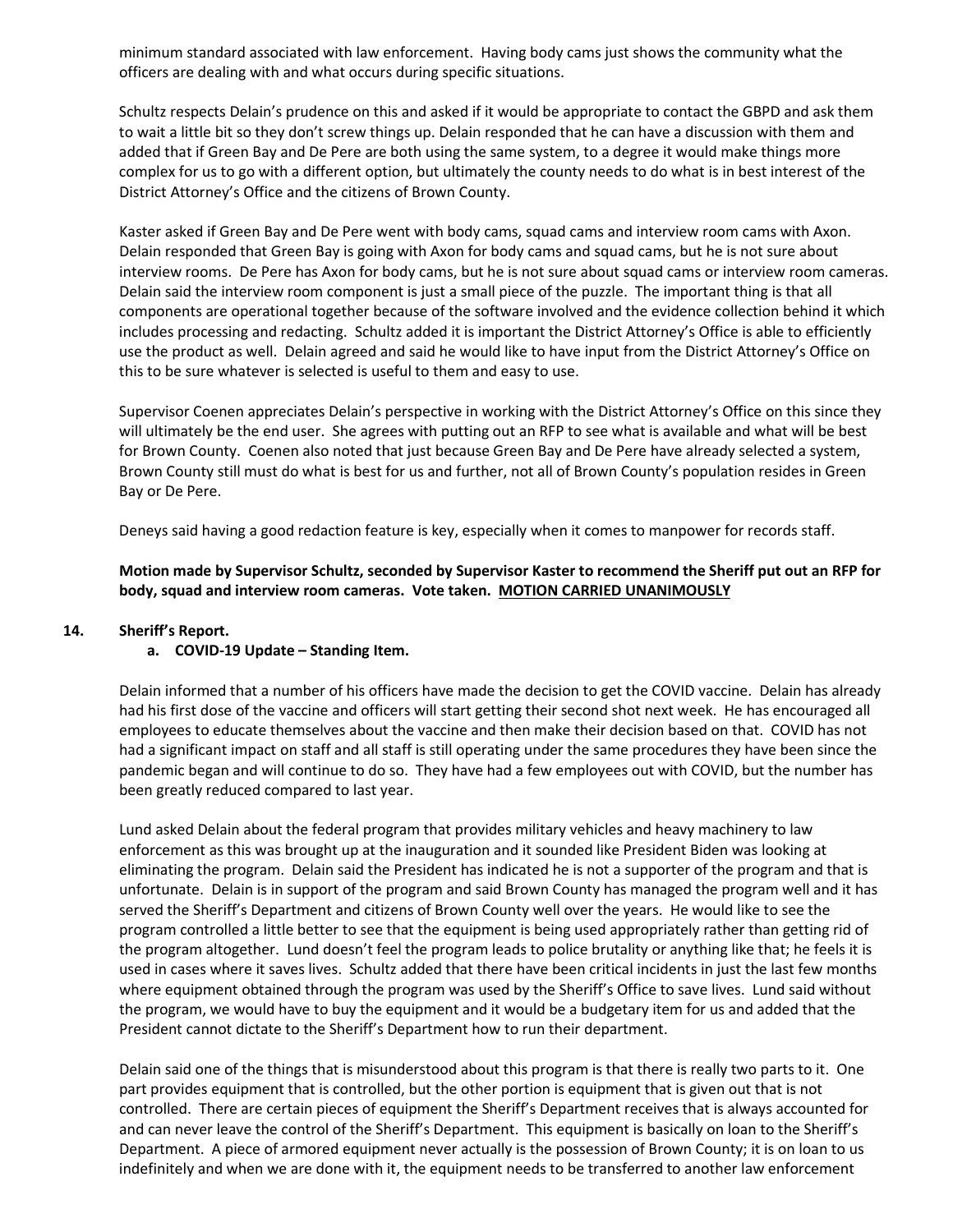minimum standard associated with law enforcement. Having body cams just shows the community what the officers are dealing with and what occurs during specific situations.

Schultz respects Delain's prudence on this and asked if it would be appropriate to contact the GBPD and ask them to wait a little bit so they don't screw things up. Delain responded that he can have a discussion with them and added that if Green Bay and De Pere are both using the same system, to a degree it would make things more complex for us to go with a different option, but ultimately the county needs to do what is in best interest of the District Attorney's Office and the citizens of Brown County.

Kaster asked if Green Bay and De Pere went with body cams, squad cams and interview room cams with Axon. Delain responded that Green Bay is going with Axon for body cams and squad cams, but he is not sure about interview rooms. De Pere has Axon for body cams, but he is not sure about squad cams or interview room cameras. Delain said the interview room component is just a small piece of the puzzle. The important thing is that all components are operational together because of the software involved and the evidence collection behind it which includes processing and redacting. Schultz added it is important the District Attorney's Office is able to efficiently use the product as well. Delain agreed and said he would like to have input from the District Attorney's Office on this to be sure whatever is selected is useful to them and easy to use.

Supervisor Coenen appreciates Delain's perspective in working with the District Attorney's Office on this since they will ultimately be the end user. She agrees with putting out an RFP to see what is available and what will be best for Brown County. Coenen also noted that just because Green Bay and De Pere have already selected a system, Brown County still must do what is best for us and further, not all of Brown County's population resides in Green Bay or De Pere.

Deneys said having a good redaction feature is key, especially when it comes to manpower for records staff.

**Motion made by Supervisor Schultz, seconded by Supervisor Kaster to recommend the Sheriff put out an RFP for body, squad and interview room cameras. Vote taken. MOTION CARRIED UNANIMOUSLY**

**14. Sheriff's Report.**

**a. COVID-19 Update – Standing Item.**

Delain informed that a number of his officers have made the decision to get the COVID vaccine. Delain has already had his first dose of the vaccine and officers will start getting their second shot next week. He has encouraged all employees to educate themselves about the vaccine and then make their decision based on that. COVID has not had a significant impact on staff and all staff is still operating under the same procedures they have been since the pandemic began and will continue to do so. They have had a few employees out with COVID, but the number has been greatly reduced compared to last year.

Lund asked Delain about the federal program that provides military vehicles and heavy machinery to law enforcement as this was brought up at the inauguration and it sounded like President Biden was looking at eliminating the program. Delain said the President has indicated he is not a supporter of the program and that is unfortunate. Delain is in support of the program and said Brown County has managed the program well and it has served the Sheriff's Department and citizens of Brown County well over the years. He would like to see the program controlled a little better to see that the equipment is being used appropriately rather than getting rid of the program altogether. Lund doesn't feel the program leads to police brutality or anything like that; he feels it is used in cases where it saves lives. Schultz added that there have been critical incidents in just the last few months where equipment obtained through the program was used by the Sheriff's Office to save lives. Lund said without the program, we would have to buy the equipment and it would be a budgetary item for us and added that the President cannot dictate to the Sheriff's Department how to run their department.

Delain said one of the things that is misunderstood about this program is that there is really two parts to it. One part provides equipment that is controlled, but the other portion is equipment that is given out that is not controlled. There are certain pieces of equipment the Sheriff's Department receives that is always accounted for and can never leave the control of the Sheriff's Department. This equipment is basically on loan to the Sheriff's Department. A piece of armored equipment never actually is the possession of Brown County; it is on loan to us indefinitely and when we are done with it, the equipment needs to be transferred to another law enforcement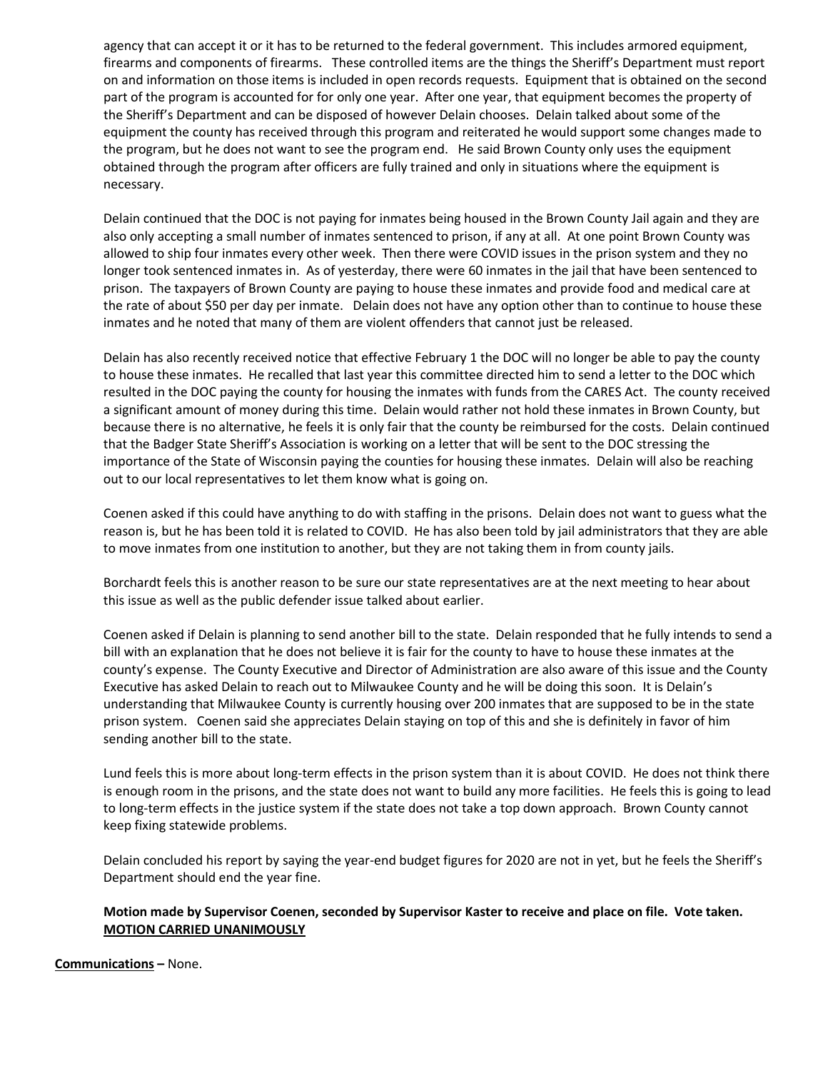agency that can accept it or it has to be returned to the federal government. This includes armored equipment, firearms and components of firearms. These controlled items are the things the Sheriff's Department must report on and information on those items is included in open records requests. Equipment that is obtained on the second part of the program is accounted for for only one year. After one year, that equipment becomes the property of the Sheriff's Department and can be disposed of however Delain chooses. Delain talked about some of the equipment the county has received through this program and reiterated he would support some changes made to the program, but he does not want to see the program end. He said Brown County only uses the equipment obtained through the program after officers are fully trained and only in situations where the equipment is necessary.

Delain continued that the DOC is not paying for inmates being housed in the Brown County Jail again and they are also only accepting a small number of inmates sentenced to prison, if any at all. At one point Brown County was allowed to ship four inmates every other week. Then there were COVID issues in the prison system and they no longer took sentenced inmates in. As of yesterday, there were 60 inmates in the jail that have been sentenced to prison. The taxpayers of Brown County are paying to house these inmates and provide food and medical care at the rate of about $50 per day per inmate. Delain does not have any option other than to continue to house these inmates and he noted that many of them are violent offenders that cannot just be released.

Delain has also recently received notice that effective February 1 the DOC will no longer be able to pay the county to house these inmates. He recalled that last year this committee directed him to send a letter to the DOC which resulted in the DOC paying the county for housing the inmates with funds from the CARES Act. The county received a significant amount of money during this time. Delain would rather not hold these inmates in Brown County, but because there is no alternative, he feels it is only fair that the county be reimbursed for the costs. Delain continued that the Badger State Sheriff's Association is working on a letter that will be sent to the DOC stressing the importance of the State of Wisconsin paying the counties for housing these inmates. Delain will also be reaching out to our local representatives to let them know what is going on.

Coenen asked if this could have anything to do with staffing in the prisons. Delain does not want to guess what the reason is, but he has been told it is related to COVID. He has also been told by jail administrators that they are able to move inmates from one institution to another, but they are not taking them in from county jails.

Borchardt feels this is another reason to be sure our state representatives are at the next meeting to hear about this issue as well as the public defender issue talked about earlier.

Coenen asked if Delain is planning to send another bill to the state. Delain responded that he fully intends to send a bill with an explanation that he does not believe it is fair for the county to have to house these inmates at the county's expense. The County Executive and Director of Administration are also aware of this issue and the County Executive has asked Delain to reach out to Milwaukee County and he will be doing this soon. It is Delain's understanding that Milwaukee County is currently housing over 200 inmates that are supposed to be in the state prison system. Coenen said she appreciates Delain staying on top of this and she is definitely in favor of him sending another bill to the state.

Lund feels this is more about long-term effects in the prison system than it is about COVID. He does not think there is enough room in the prisons, and the state does not want to build any more facilities. He feels this is going to lead to long-term effects in the justice system if the state does not take a top down approach. Brown County cannot keep fixing statewide problems.

Delain concluded his report by saying the year-end budget figures for 2020 are not in yet, but he feels the Sheriff's Department should end the year fine.

**Motion made by Supervisor Coenen, seconded by Supervisor Kaster to receive and place on file. Vote taken. <u>MOTION CARRIED UNANIMOUSLY</u>**

**<u>Communications</u> –** None.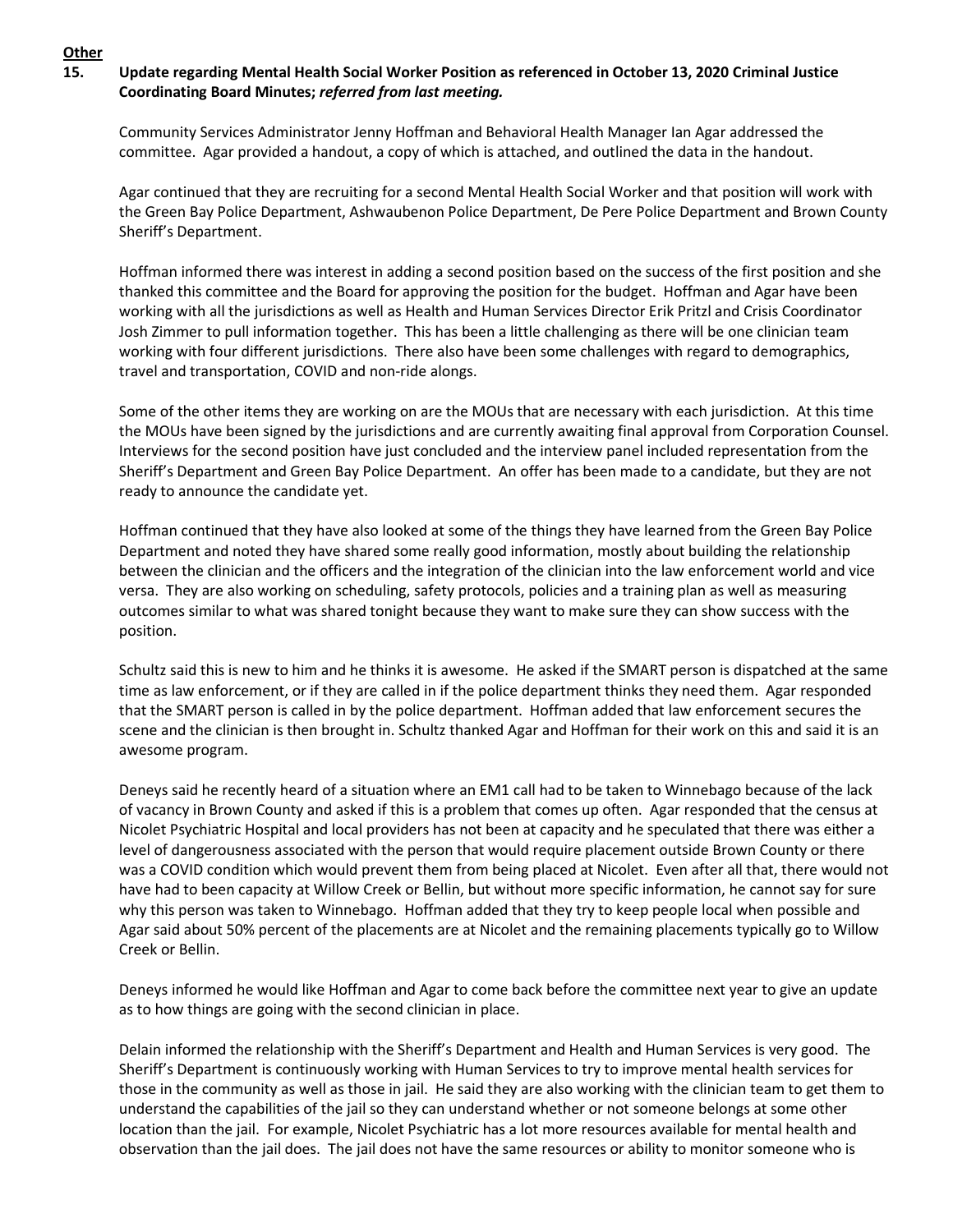**Other**

**15. Update regarding Mental Health Social Worker Position as referenced in October 13, 2020 Criminal Justice Coordinating Board Minutes; *referred from last meeting.***

Community Services Administrator Jenny Hoffman and Behavioral Health Manager Ian Agar addressed the committee. Agar provided a handout, a copy of which is attached, and outlined the data in the handout.

Agar continued that they are recruiting for a second Mental Health Social Worker and that position will work with the Green Bay Police Department, Ashwaubenon Police Department, De Pere Police Department and Brown County Sheriff's Department.

Hoffman informed there was interest in adding a second position based on the success of the first position and she thanked this committee and the Board for approving the position for the budget. Hoffman and Agar have been working with all the jurisdictions as well as Health and Human Services Director Erik Pritzl and Crisis Coordinator Josh Zimmer to pull information together. This has been a little challenging as there will be one clinician team working with four different jurisdictions. There also have been some challenges with regard to demographics, travel and transportation, COVID and non-ride alongs.

Some of the other items they are working on are the MOUs that are necessary with each jurisdiction. At this time the MOUs have been signed by the jurisdictions and are currently awaiting final approval from Corporation Counsel. Interviews for the second position have just concluded and the interview panel included representation from the Sheriff's Department and Green Bay Police Department. An offer has been made to a candidate, but they are not ready to announce the candidate yet.

Hoffman continued that they have also looked at some of the things they have learned from the Green Bay Police Department and noted they have shared some really good information, mostly about building the relationship between the clinician and the officers and the integration of the clinician into the law enforcement world and vice versa. They are also working on scheduling, safety protocols, policies and a training plan as well as measuring outcomes similar to what was shared tonight because they want to make sure they can show success with the position.

Schultz said this is new to him and he thinks it is awesome. He asked if the SMART person is dispatched at the same time as law enforcement, or if they are called in if the police department thinks they need them. Agar responded that the SMART person is called in by the police department. Hoffman added that law enforcement secures the scene and the clinician is then brought in. Schultz thanked Agar and Hoffman for their work on this and said it is an awesome program.

Deneys said he recently heard of a situation where an EM1 call had to be taken to Winnebago because of the lack of vacancy in Brown County and asked if this is a problem that comes up often. Agar responded that the census at Nicolet Psychiatric Hospital and local providers has not been at capacity and he speculated that there was either a level of dangerousness associated with the person that would require placement outside Brown County or there was a COVID condition which would prevent them from being placed at Nicolet. Even after all that, there would not have had to been capacity at Willow Creek or Bellin, but without more specific information, he cannot say for sure why this person was taken to Winnebago. Hoffman added that they try to keep people local when possible and Agar said about 50% percent of the placements are at Nicolet and the remaining placements typically go to Willow Creek or Bellin.

Deneys informed he would like Hoffman and Agar to come back before the committee next year to give an update as to how things are going with the second clinician in place.

Delain informed the relationship with the Sheriff's Department and Health and Human Services is very good. The Sheriff's Department is continuously working with Human Services to try to improve mental health services for those in the community as well as those in jail. He said they are also working with the clinician team to get them to understand the capabilities of the jail so they can understand whether or not someone belongs at some other location than the jail. For example, Nicolet Psychiatric has a lot more resources available for mental health and observation than the jail does. The jail does not have the same resources or ability to monitor someone who is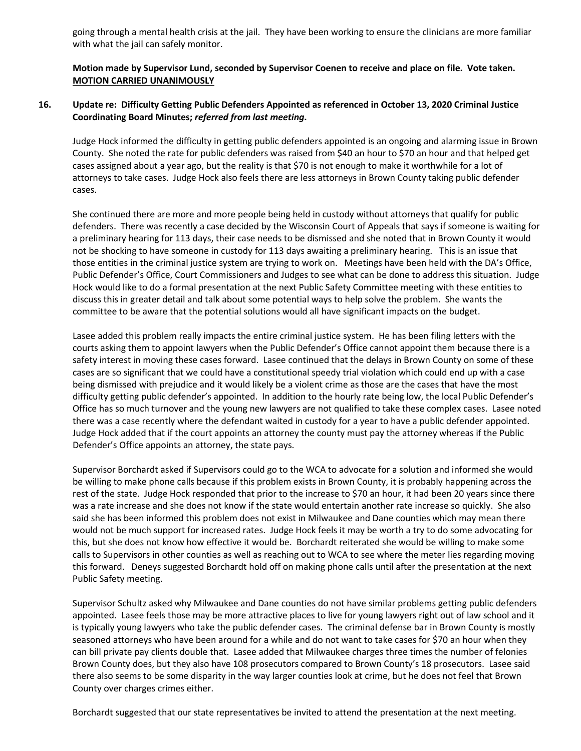going through a mental health crisis at the jail. They have been working to ensure the clinicians are more familiar with what the jail can safely monitor.

**Motion made by Supervisor Lund, seconded by Supervisor Coenen to receive and place on file. Vote taken. <u>MOTION CARRIED UNANIMOUSLY</u>**

**16. Update re: Difficulty Getting Public Defenders Appointed as referenced in October 13, 2020 Criminal Justice Coordinating Board Minutes; *referred from last meeting*.**

Judge Hock informed the difficulty in getting public defenders appointed is an ongoing and alarming issue in Brown County. She noted the rate for public defenders was raised from $40 an hour to $70 an hour and that helped get cases assigned about a year ago, but the reality is that $70 is not enough to make it worthwhile for a lot of attorneys to take cases. Judge Hock also feels there are less attorneys in Brown County taking public defender cases.

She continued there are more and more people being held in custody without attorneys that qualify for public defenders. There was recently a case decided by the Wisconsin Court of Appeals that says if someone is waiting for a preliminary hearing for 113 days, their case needs to be dismissed and she noted that in Brown County it would not be shocking to have someone in custody for 113 days awaiting a preliminary hearing. This is an issue that those entities in the criminal justice system are trying to work on. Meetings have been held with the DA's Office, Public Defender's Office, Court Commissioners and Judges to see what can be done to address this situation. Judge Hock would like to do a formal presentation at the next Public Safety Committee meeting with these entities to discuss this in greater detail and talk about some potential ways to help solve the problem. She wants the committee to be aware that the potential solutions would all have significant impacts on the budget.

Lasee added this problem really impacts the entire criminal justice system. He has been filing letters with the courts asking them to appoint lawyers when the Public Defender's Office cannot appoint them because there is a safety interest in moving these cases forward. Lasee continued that the delays in Brown County on some of these cases are so significant that we could have a constitutional speedy trial violation which could end up with a case being dismissed with prejudice and it would likely be a violent crime as those are the cases that have the most difficulty getting public defender's appointed. In addition to the hourly rate being low, the local Public Defender's Office has so much turnover and the young new lawyers are not qualified to take these complex cases. Lasee noted there was a case recently where the defendant waited in custody for a year to have a public defender appointed. Judge Hock added that if the court appoints an attorney the county must pay the attorney whereas if the Public Defender's Office appoints an attorney, the state pays.

Supervisor Borchardt asked if Supervisors could go to the WCA to advocate for a solution and informed she would be willing to make phone calls because if this problem exists in Brown County, it is probably happening across the rest of the state. Judge Hock responded that prior to the increase to $70 an hour, it had been 20 years since there was a rate increase and she does not know if the state would entertain another rate increase so quickly. She also said she has been informed this problem does not exist in Milwaukee and Dane counties which may mean there would not be much support for increased rates. Judge Hock feels it may be worth a try to do some advocating for this, but she does not know how effective it would be. Borchardt reiterated she would be willing to make some calls to Supervisors in other counties as well as reaching out to WCA to see where the meter lies regarding moving this forward. Deneys suggested Borchardt hold off on making phone calls until after the presentation at the next Public Safety meeting.

Supervisor Schultz asked why Milwaukee and Dane counties do not have similar problems getting public defenders appointed. Lasee feels those may be more attractive places to live for young lawyers right out of law school and it is typically young lawyers who take the public defender cases. The criminal defense bar in Brown County is mostly seasoned attorneys who have been around for a while and do not want to take cases for $70 an hour when they can bill private pay clients double that. Lasee added that Milwaukee charges three times the number of felonies Brown County does, but they also have 108 prosecutors compared to Brown County's 18 prosecutors. Lasee said there also seems to be some disparity in the way larger counties look at crime, but he does not feel that Brown County over charges crimes either.

Borchardt suggested that our state representatives be invited to attend the presentation at the next meeting.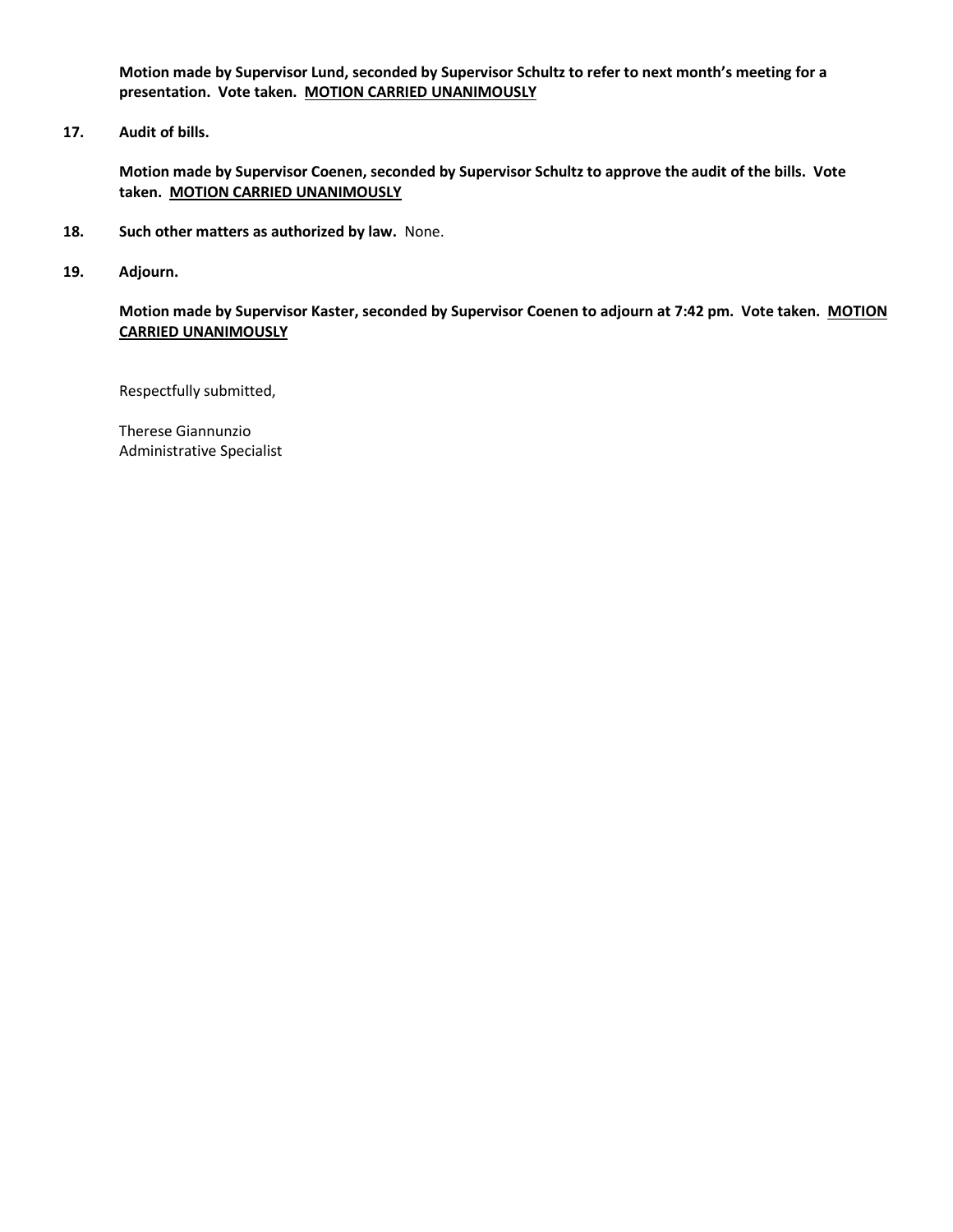**Motion made by Supervisor Lund, seconded by Supervisor Schultz to refer to next month's meeting for a presentation. Vote taken. <u>MOTION CARRIED UNANIMOUSLY</u>**

**17. Audit of bills.**

**Motion made by Supervisor Coenen, seconded by Supervisor Schultz to approve the audit of the bills. Vote taken. <u>MOTION CARRIED UNANIMOUSLY</u>**

**18. Such other matters as authorized by law.** None.

**19. Adjourn.**

**Motion made by Supervisor Kaster, seconded by Supervisor Coenen to adjourn at 7:42 pm. Vote taken. <u>MOTION CARRIED UNANIMOUSLY</u>**

Respectfully submitted,

Therese Giannunzio
Administrative Specialist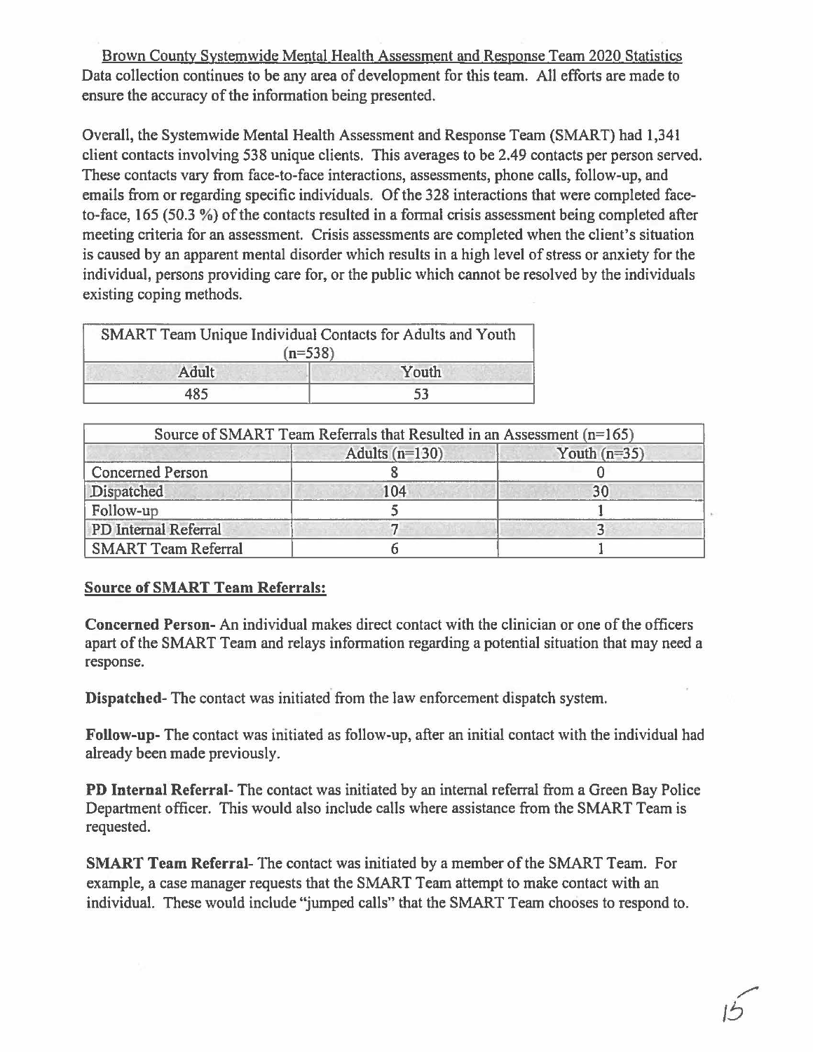Brown County Systemwide Mental Health Assessment and Response Team 2020 Statistics

Data collection continues to be any area of development for this team. All efforts are made to ensure the accuracy of the information being presented.

Overall, the Systemwide Mental Health Assessment and Response Team (SMART) had 1,341 client contacts involving 538 unique clients. This averages to be 2.49 contacts per person served. These contacts vary from face-to-face interactions, assessments, phone calls, follow-up, and emails from or regarding specific individuals. Of the 328 interactions that were completed face-to-face, 165 (50.3 %) of the contacts resulted in a formal crisis assessment being completed after meeting criteria for an assessment. Crisis assessments are completed when the client's situation is caused by an apparent mental disorder which results in a high level of stress or anxiety for the individual, persons providing care for, or the public which cannot be resolved by the individuals existing coping methods.

| SMART Team Unique Individual Contacts for Adults and Youth (n=538) | |
|---|---|
| Adult | Youth |
| 485 | 53 |

| Source of SMART Team Referrals that Resulted in an Assessment (n=165) | | |
|---|---|---|
| | Adults (n=130) | Youth (n=35) |
| Concerned Person | 8 | 0 |
| Dispatched | 104 | 30 |
| Follow-up | 5 | 1 |
| PD Internal Referral | 7 | 3 |
| SMART Team Referral | 6 | 1 |

**Source of SMART Team Referrals:**

**Concerned Person-** An individual makes direct contact with the clinician or one of the officers apart of the SMART Team and relays information regarding a potential situation that may need a response.

**Dispatched-** The contact was initiated from the law enforcement dispatch system.

**Follow-up-** The contact was initiated as follow-up, after an initial contact with the individual had already been made previously.

**PD Internal Referral-** The contact was initiated by an internal referral from a Green Bay Police Department officer. This would also include calls where assistance from the SMART Team is requested.

**SMART Team Referral-** The contact was initiated by a member of the SMART Team. For example, a case manager requests that the SMART Team attempt to make contact with an individual. These would include "jumped calls" that the SMART Team chooses to respond to.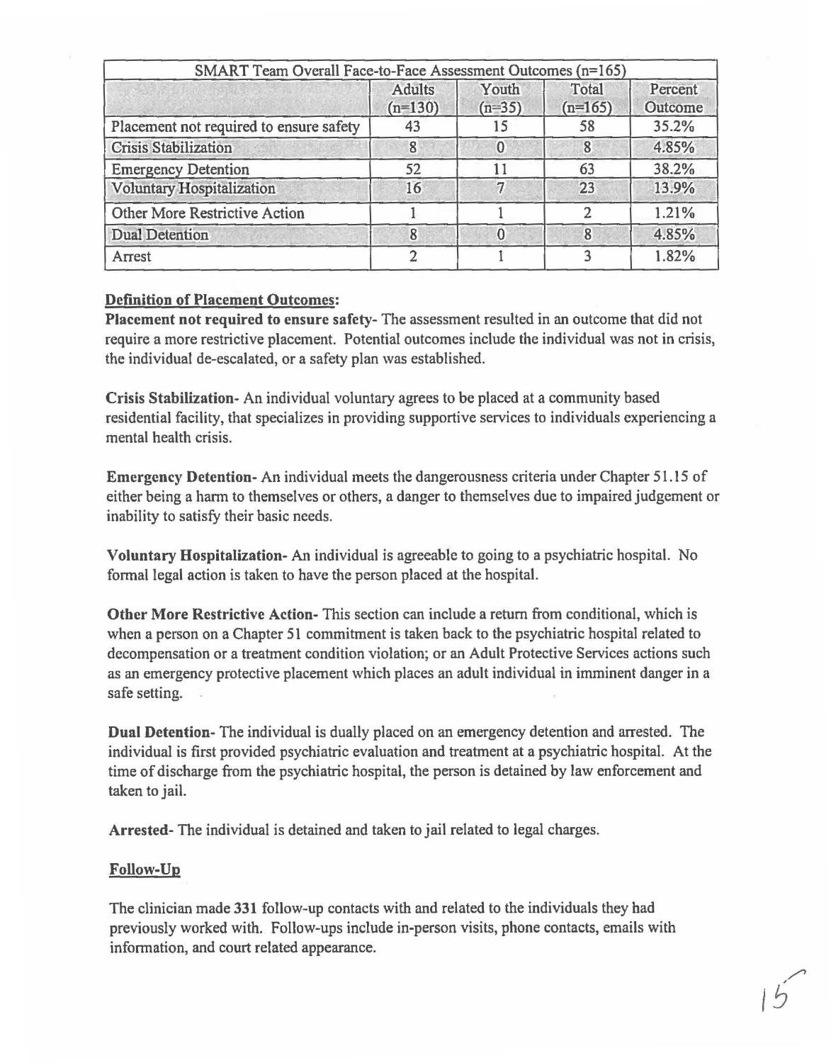| SMART Team Overall Face-to-Face Assessment Outcomes (n=165) | | | | |
|---|---|---|---|---|
| | Adults (n=130) | Youth (n=35) | Total (n=165) | Percent Outcome |
| Placement not required to ensure safety | 43 | 15 | 58 | 35.2% |
| Crisis Stabilization | 8 | 0 | 8 | 4.85% |
| Emergency Detention | 52 | 11 | 63 | 38.2% |
| Voluntary Hospitalization | 16 | 7 | 23 | 13.9% |
| Other More Restrictive Action | 1 | 1 | 2 | 1.21% |
| Dual Detention | 8 | 0 | 8 | 4.85% |
| Arrest | 2 | 1 | 3 | 1.82% |

**Definition of Placement Outcomes:**

**Placement not required to ensure safety**- The assessment resulted in an outcome that did not require a more restrictive placement. Potential outcomes include the individual was not in crisis, the individual de-escalated, or a safety plan was established.

**Crisis Stabilization**- An individual voluntary agrees to be placed at a community based residential facility, that specializes in providing supportive services to individuals experiencing a mental health crisis.

**Emergency Detention**- An individual meets the dangerousness criteria under Chapter 51.15 of either being a harm to themselves or others, a danger to themselves due to impaired judgement or inability to satisfy their basic needs.

**Voluntary Hospitalization**- An individual is agreeable to going to a psychiatric hospital. No formal legal action is taken to have the person placed at the hospital.

**Other More Restrictive Action**- This section can include a return from conditional, which is when a person on a Chapter 51 commitment is taken back to the psychiatric hospital related to decompensation or a treatment condition violation; or an Adult Protective Services actions such as an emergency protective placement which places an adult individual in imminent danger in a safe setting.

**Dual Detention**- The individual is dually placed on an emergency detention and arrested. The individual is first provided psychiatric evaluation and treatment at a psychiatric hospital. At the time of discharge from the psychiatric hospital, the person is detained by law enforcement and taken to jail.

**Arrested**- The individual is detained and taken to jail related to legal charges.

**Follow-Up**

The clinician made **331** follow-up contacts with and related to the individuals they had previously worked with. Follow-ups include in-person visits, phone contacts, emails with information, and court related appearance.